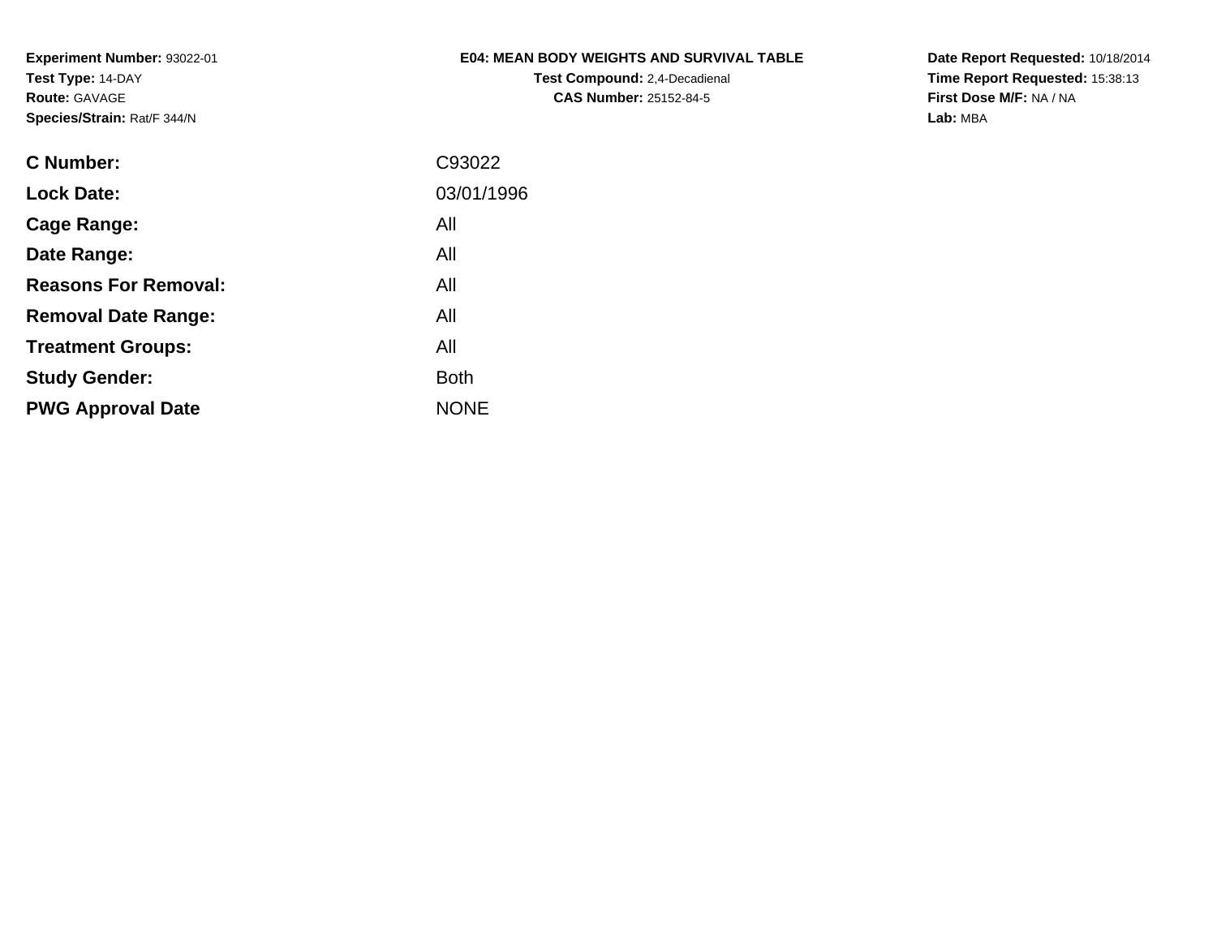**Experiment Number:** 93022-01
**Test Type:** 14-DAY
**Route:** GAVAGE
**Species/Strain:** Rat/F 344/N

**E04: MEAN BODY WEIGHTS AND SURVIVAL TABLE**
**Test Compound:** 2,4-Decadienal
**CAS Number:** 25152-84-5

**Date Report Requested:** 10/18/2014
**Time Report Requested:** 15:38:13
**First Dose M/F:** NA / NA
**Lab:** MBA

| | |
|---|---|
| **C Number:** | C93022 |
| **Lock Date:** | 03/01/1996 |
| **Cage Range:** | All |
| **Date Range:** | All |
| **Reasons For Removal:** | All |
| **Removal Date Range:** | All |
| **Treatment Groups:** | All |
| **Study Gender:** | Both |
| **PWG Approval Date** | NONE |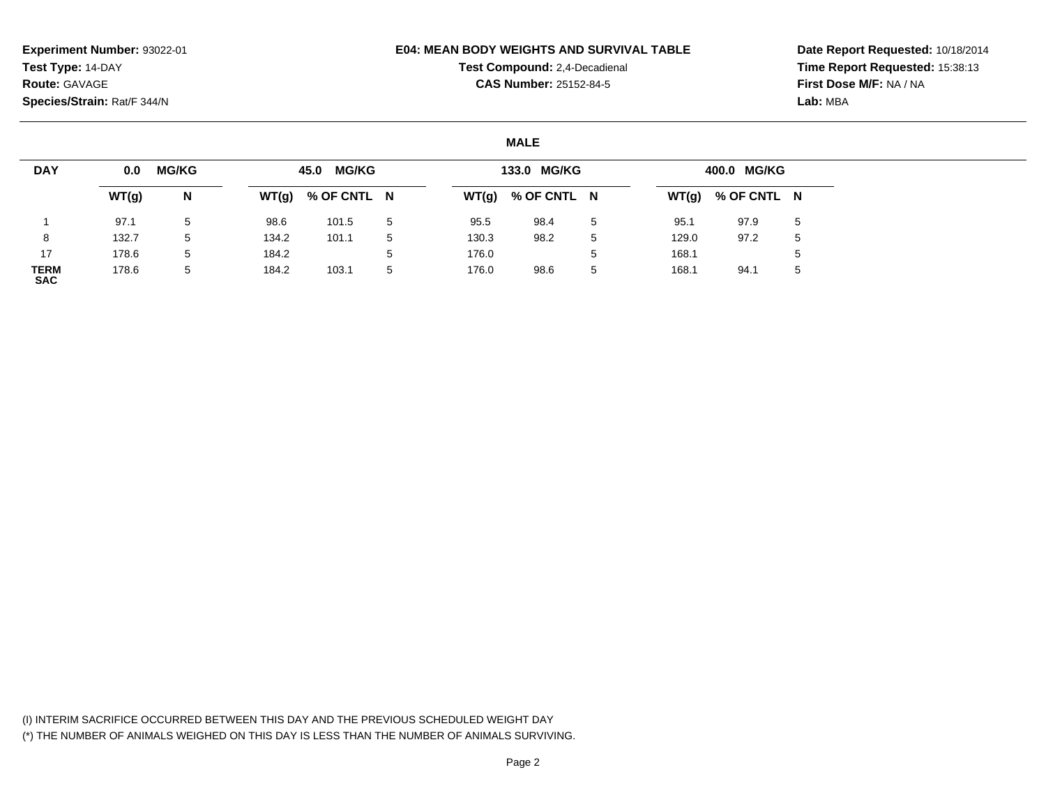**Experiment Number:** 93022-01
**Test Type:** 14-DAY
**Route:** GAVAGE
**Species/Strain:** Rat/F 344/N

**E04: MEAN BODY WEIGHTS AND SURVIVAL TABLE**
**Test Compound:** 2,4-Decadienal
**CAS Number:** 25152-84-5

**Date Report Requested:** 10/18/2014
**Time Report Requested:** 15:38:13
**First Dose M/F:** NA / NA
**Lab:** MBA

**MALE**

| DAY | 0.0 MG/KG | | 45.0 MG/KG | | | 133.0 MG/KG | | | 400.0 MG/KG | | |
|---|---|---|---|---|---|---|---|---|---|---|---|
| | WT(g) | N | WT(g) | % OF CNTL | N | WT(g) | % OF CNTL | N | WT(g) | % OF CNTL | N |
| 1 | 97.1 | 5 | 98.6 | 101.5 | 5 | 95.5 | 98.4 | 5 | 95.1 | 97.9 | 5 |
| 8 | 132.7 | 5 | 134.2 | 101.1 | 5 | 130.3 | 98.2 | 5 | 129.0 | 97.2 | 5 |
| 17 | 178.6 | 5 | 184.2 | | 5 | 176.0 | | 5 | 168.1 | | 5 |
| TERM SAC | 178.6 | 5 | 184.2 | 103.1 | 5 | 176.0 | 98.6 | 5 | 168.1 | 94.1 | 5 |

(I) INTERIM SACRIFICE OCCURRED BETWEEN THIS DAY AND THE PREVIOUS SCHEDULED WEIGHT DAY
(*) THE NUMBER OF ANIMALS WEIGHED ON THIS DAY IS LESS THAN THE NUMBER OF ANIMALS SURVIVING.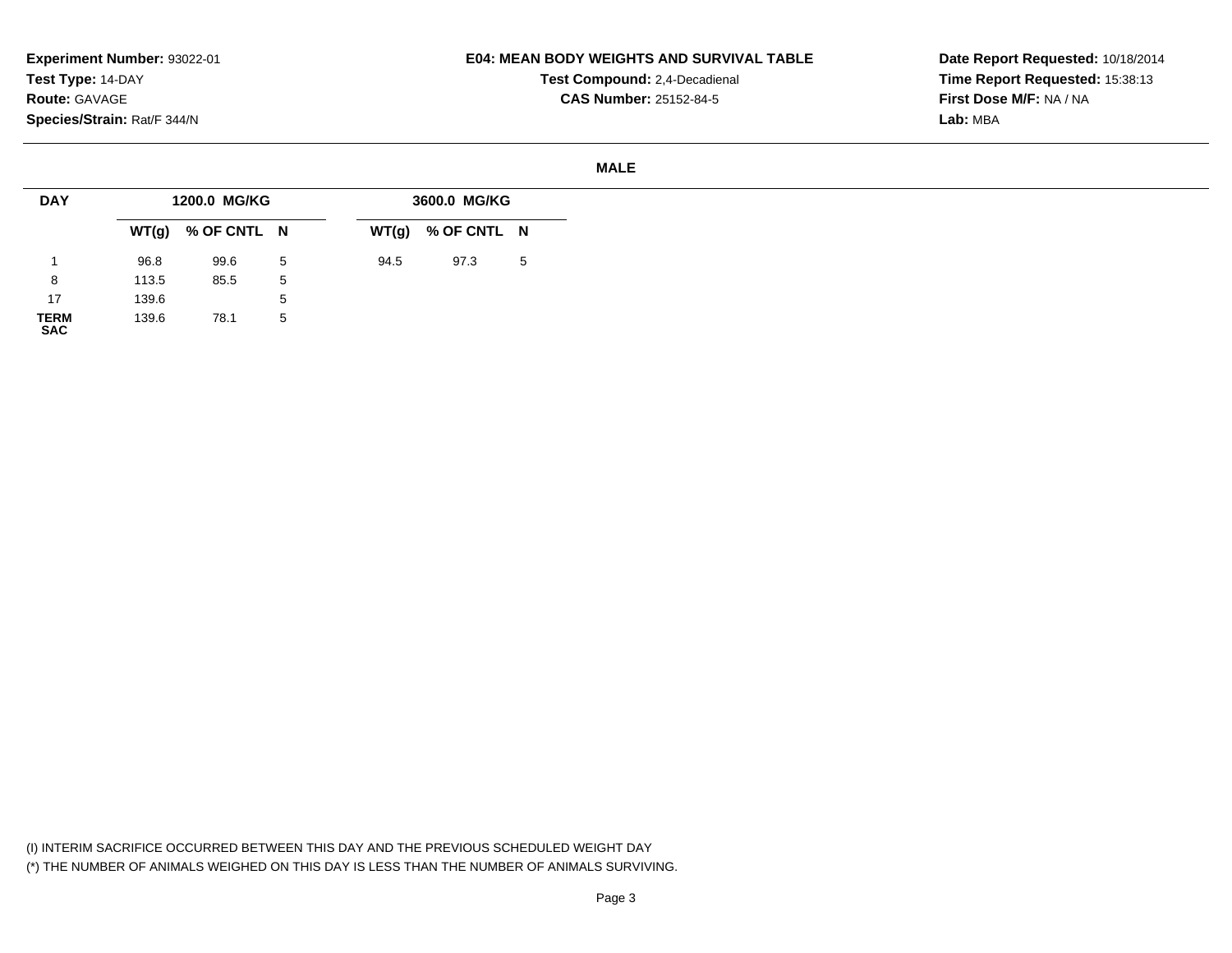**Experiment Number:** 93022-01
**Test Type:** 14-DAY
**Route:** GAVAGE
**Species/Strain:** Rat/F 344/N

**E04: MEAN BODY WEIGHTS AND SURVIVAL TABLE**
**Test Compound:** 2,4-Decadienal
**CAS Number:** 25152-84-5

**Date Report Requested:** 10/18/2014
**Time Report Requested:** 15:38:13
**First Dose M/F:** NA / NA
**Lab:** MBA

## MALE

| DAY | 1200.0 MG/KG | | | 3600.0 MG/KG | | |
|---|---|---|---|---|---|---|
| | WT(g) | % OF CNTL | N | WT(g) | % OF CNTL | N |
| 1 | 96.8 | 99.6 | 5 | 94.5 | 97.3 | 5 |
| 8 | 113.5 | 85.5 | 5 | | | |
| 17 | 139.6 | | 5 | | | |
| TERM SAC | 139.6 | 78.1 | 5 | | | |

(I) INTERIM SACRIFICE OCCURRED BETWEEN THIS DAY AND THE PREVIOUS SCHEDULED WEIGHT DAY
(*) THE NUMBER OF ANIMALS WEIGHED ON THIS DAY IS LESS THAN THE NUMBER OF ANIMALS SURVIVING.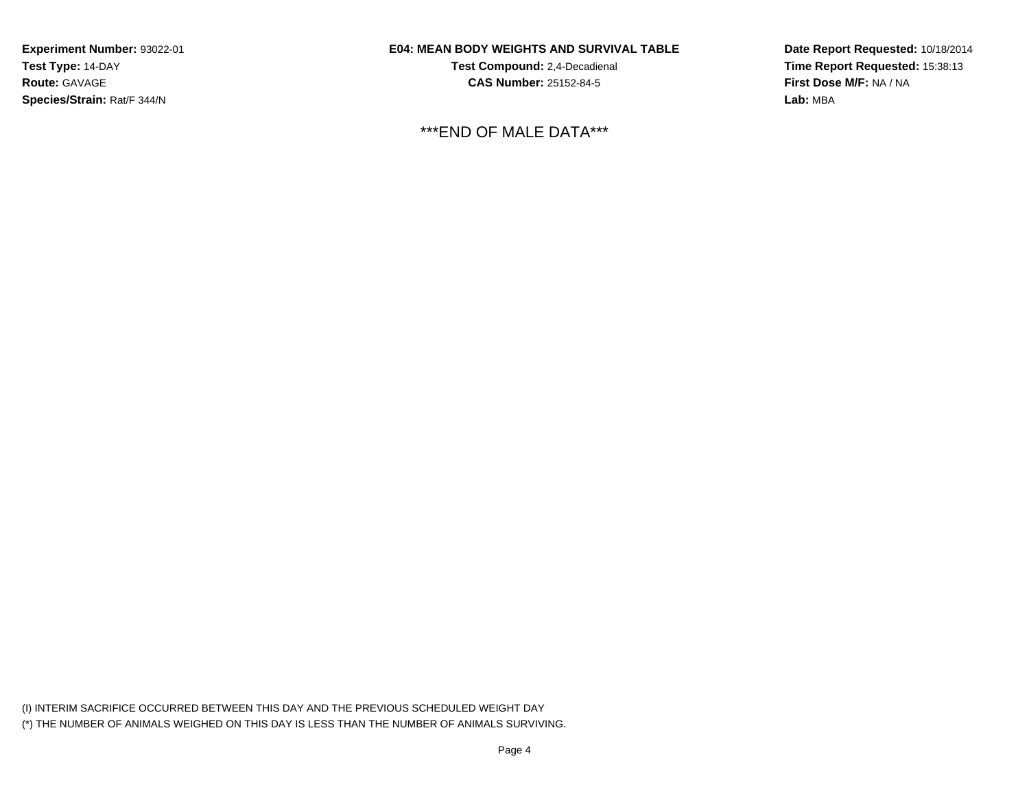**Experiment Number:** 93022-01
**Test Type:** 14-DAY
**Route:** GAVAGE
**Species/Strain:** Rat/F 344/N

**E04: MEAN BODY WEIGHTS AND SURVIVAL TABLE**
**Test Compound:** 2,4-Decadienal
**CAS Number:** 25152-84-5

**Date Report Requested:** 10/18/2014
**Time Report Requested:** 15:38:13
**First Dose M/F:** NA / NA
**Lab:** MBA

***END OF MALE DATA***

(I) INTERIM SACRIFICE OCCURRED BETWEEN THIS DAY AND THE PREVIOUS SCHEDULED WEIGHT DAY
(*) THE NUMBER OF ANIMALS WEIGHED ON THIS DAY IS LESS THAN THE NUMBER OF ANIMALS SURVIVING.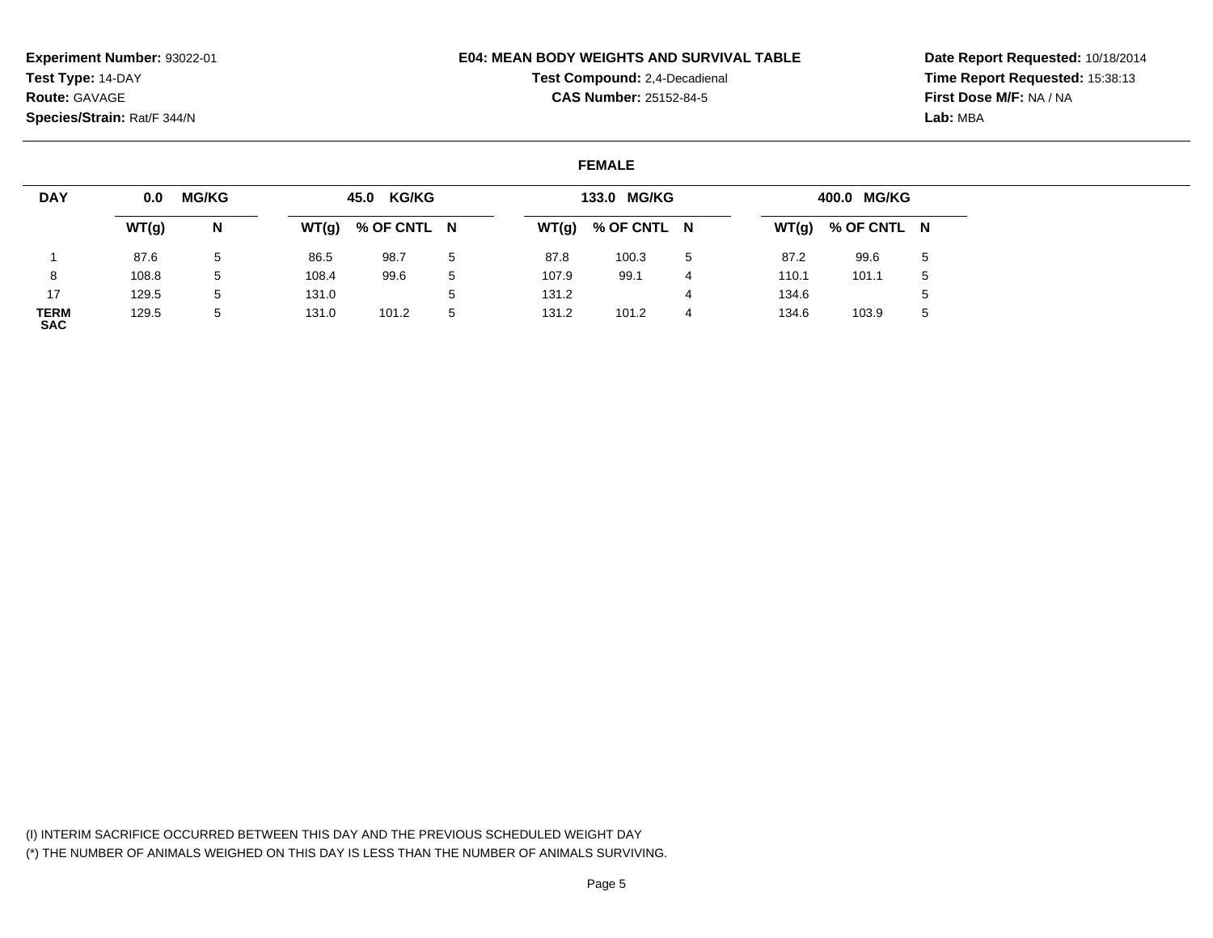**Experiment Number:** 93022-01
**Test Type:** 14-DAY
**Route:** GAVAGE
**Species/Strain:** Rat/F 344/N

**E04: MEAN BODY WEIGHTS AND SURVIVAL TABLE**
**Test Compound:** 2,4-Decadienal
**CAS Number:** 25152-84-5

**Date Report Requested:** 10/18/2014
**Time Report Requested:** 15:38:13
**First Dose M/F:** NA / NA
**Lab:** MBA

**FEMALE**

| DAY | 0.0 MG/KG | | 45.0 KG/KG | | | 133.0 MG/KG | | | 400.0 MG/KG | | |
|---|---|---|---|---|---|---|---|---|---|---|---|
| | WT(g) | N | WT(g) | % OF CNTL | N | WT(g) | % OF CNTL | N | WT(g) | % OF CNTL | N |
| 1 | 87.6 | 5 | 86.5 | 98.7 | 5 | 87.8 | 100.3 | 5 | 87.2 | 99.6 | 5 |
| 8 | 108.8 | 5 | 108.4 | 99.6 | 5 | 107.9 | 99.1 | 4 | 110.1 | 101.1 | 5 |
| 17 | 129.5 | 5 | 131.0 | | 5 | 131.2 | | 4 | 134.6 | | 5 |
| TERM SAC | 129.5 | 5 | 131.0 | 101.2 | 5 | 131.2 | 101.2 | 4 | 134.6 | 103.9 | 5 |

(I) INTERIM SACRIFICE OCCURRED BETWEEN THIS DAY AND THE PREVIOUS SCHEDULED WEIGHT DAY
(*) THE NUMBER OF ANIMALS WEIGHED ON THIS DAY IS LESS THAN THE NUMBER OF ANIMALS SURVIVING.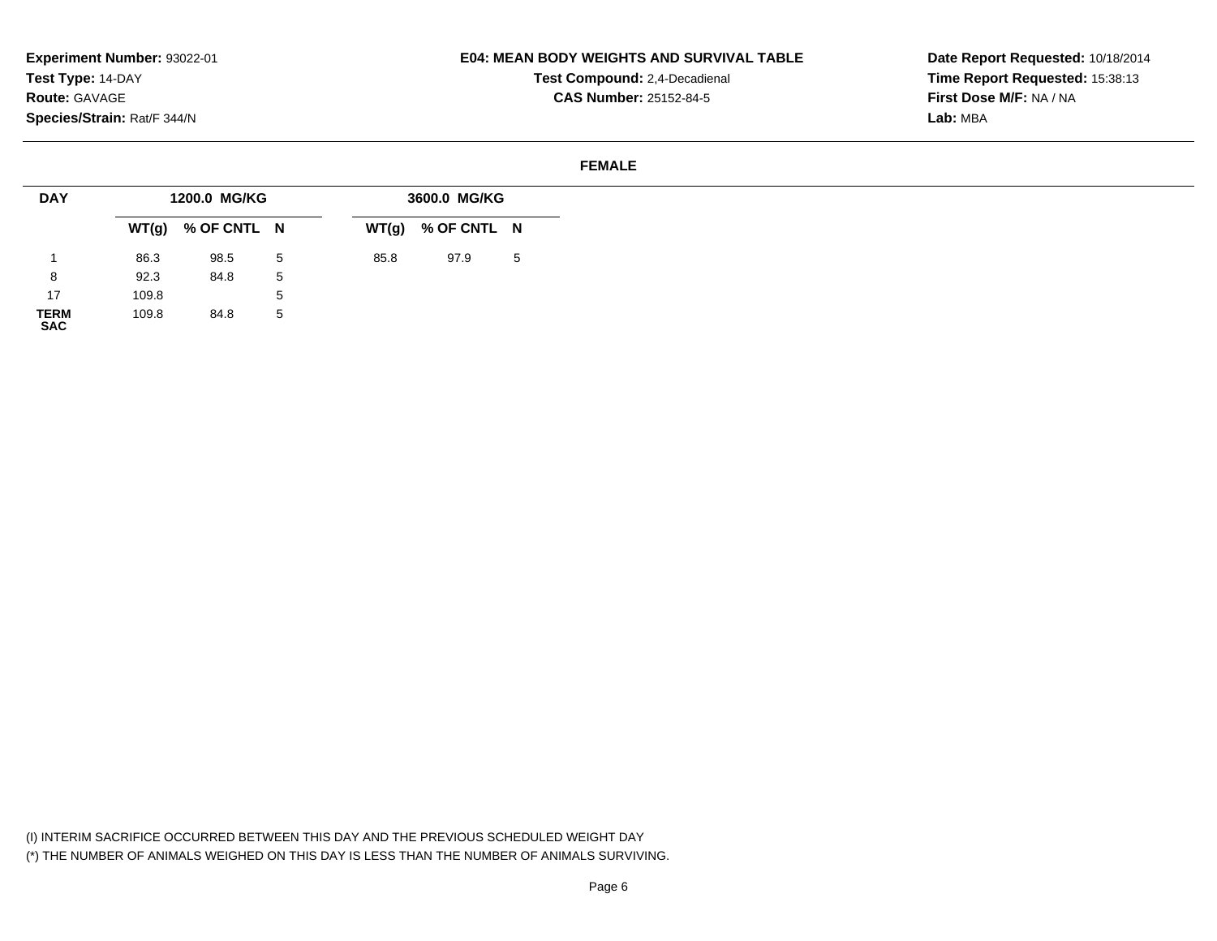**Experiment Number:** 93022-01
**Test Type:** 14-DAY
**Route:** GAVAGE
**Species/Strain:** Rat/F 344/N

**E04: MEAN BODY WEIGHTS AND SURVIVAL TABLE**
**Test Compound:** 2,4-Decadienal
**CAS Number:** 25152-84-5

**Date Report Requested:** 10/18/2014
**Time Report Requested:** 15:38:13
**First Dose M/F:** NA / NA
**Lab:** MBA

**FEMALE**

| DAY | 1200.0 MG/KG | | | 3600.0 MG/KG | | |
|---|---|---|---|---|---|---|
| | WT(g) | % OF CNTL | N | WT(g) | % OF CNTL | N |
| 1 | 86.3 | 98.5 | 5 | 85.8 | 97.9 | 5 |
| 8 | 92.3 | 84.8 | 5 | | | |
| 17 | 109.8 | | 5 | | | |
| TERM SAC | 109.8 | 84.8 | 5 | | | |

(I) INTERIM SACRIFICE OCCURRED BETWEEN THIS DAY AND THE PREVIOUS SCHEDULED WEIGHT DAY
(*) THE NUMBER OF ANIMALS WEIGHED ON THIS DAY IS LESS THAN THE NUMBER OF ANIMALS SURVIVING.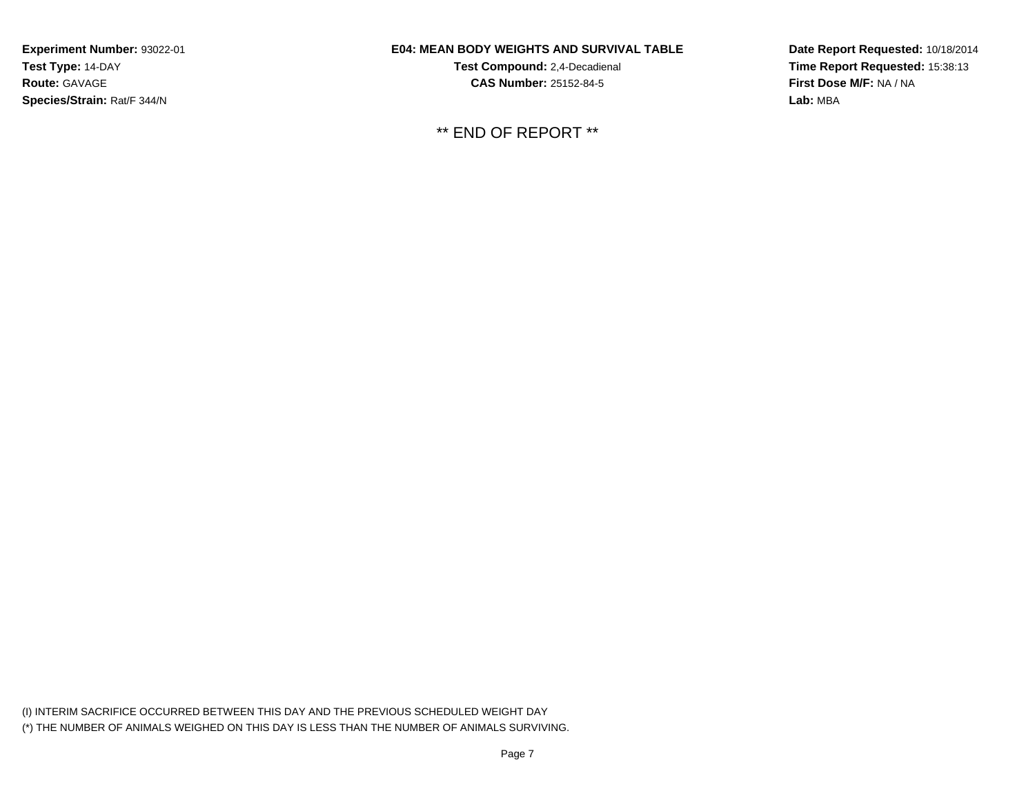**Experiment Number:** 93022-01
**Test Type:** 14-DAY
**Route:** GAVAGE
**Species/Strain:** Rat/F 344/N

**E04: MEAN BODY WEIGHTS AND SURVIVAL TABLE**
**Test Compound:** 2,4-Decadienal
**CAS Number:** 25152-84-5

**Date Report Requested:** 10/18/2014
**Time Report Requested:** 15:38:13
**First Dose M/F:** NA / NA
**Lab:** MBA

** END OF REPORT **

(I) INTERIM SACRIFICE OCCURRED BETWEEN THIS DAY AND THE PREVIOUS SCHEDULED WEIGHT DAY
(*) THE NUMBER OF ANIMALS WEIGHED ON THIS DAY IS LESS THAN THE NUMBER OF ANIMALS SURVIVING.